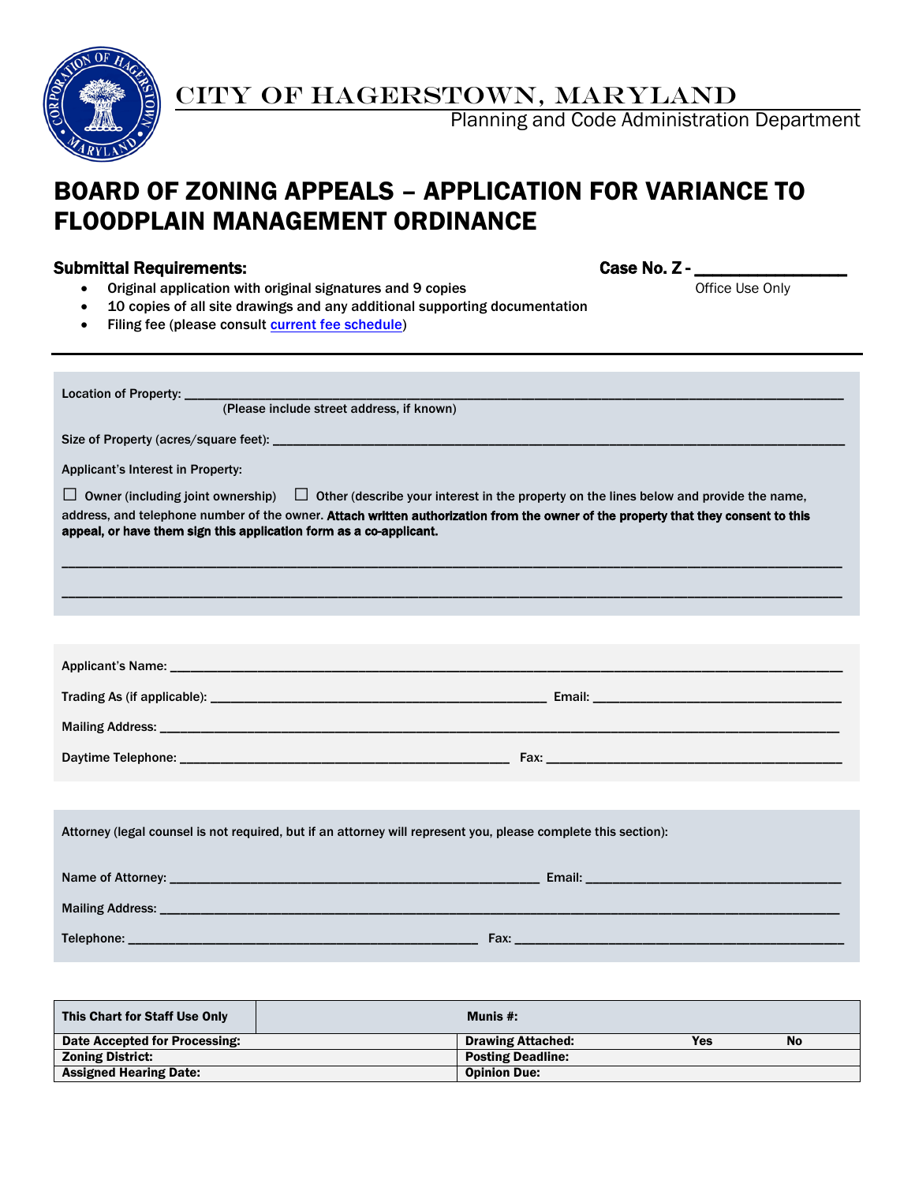CITY OF HAGERSTOWN, MARYLAND

Planning and Code Administration Department

# BOARD OF ZONING APPEALS – APPLICATION FOR VARIANCE TO FLOODPLAIN MANAGEMENT ORDINANCE

**Submittal Requirements:**

**Case No. Z -** _______________

Office Use Only

- Original application with original signatures and 9 copies
- 10 copies of all site drawings and any additional supporting documentation
- Filing fee (please consult current fee schedule)

---

Location of Property: ______________________________________________________________________________

(Please include street address, if known)

Size of Property (acres/square feet): ______________________________________________________________

Applicant's Interest in Property:

☐ Owner (including joint ownership) ☐ Other (describe your interest in the property on the lines below and provide the name, address, and telephone number of the owner. **Attach written authorization from the owner of the property that they consent to this appeal, or have them sign this application form as a co-applicant.**

______________________________________________________________________________________________

______________________________________________________________________________________________

Applicant's Name: ______________________________________________________________________________

Trading As (if applicable): ____________________________________ Email: ______________________________

Mailing Address: _______________________________________________________________________________

Daytime Telephone: ____________________________________ Fax: ____________________________________

Attorney (legal counsel is not required, but if an attorney will represent you, please complete this section):

Name of Attorney: ______________________________________ Email: ______________________________

Mailing Address: _______________________________________________________________________________

Telephone: ____________________________________________ Fax: ____________________________________

| This Chart for Staff Use Only | | Munis #: | | |
|---|---|---|---|---|
| Date Accepted for Processing: | | Drawing Attached: | Yes | No |
| Zoning District: | | Posting Deadline: | | |
| Assigned Hearing Date: | | Opinion Due: | | |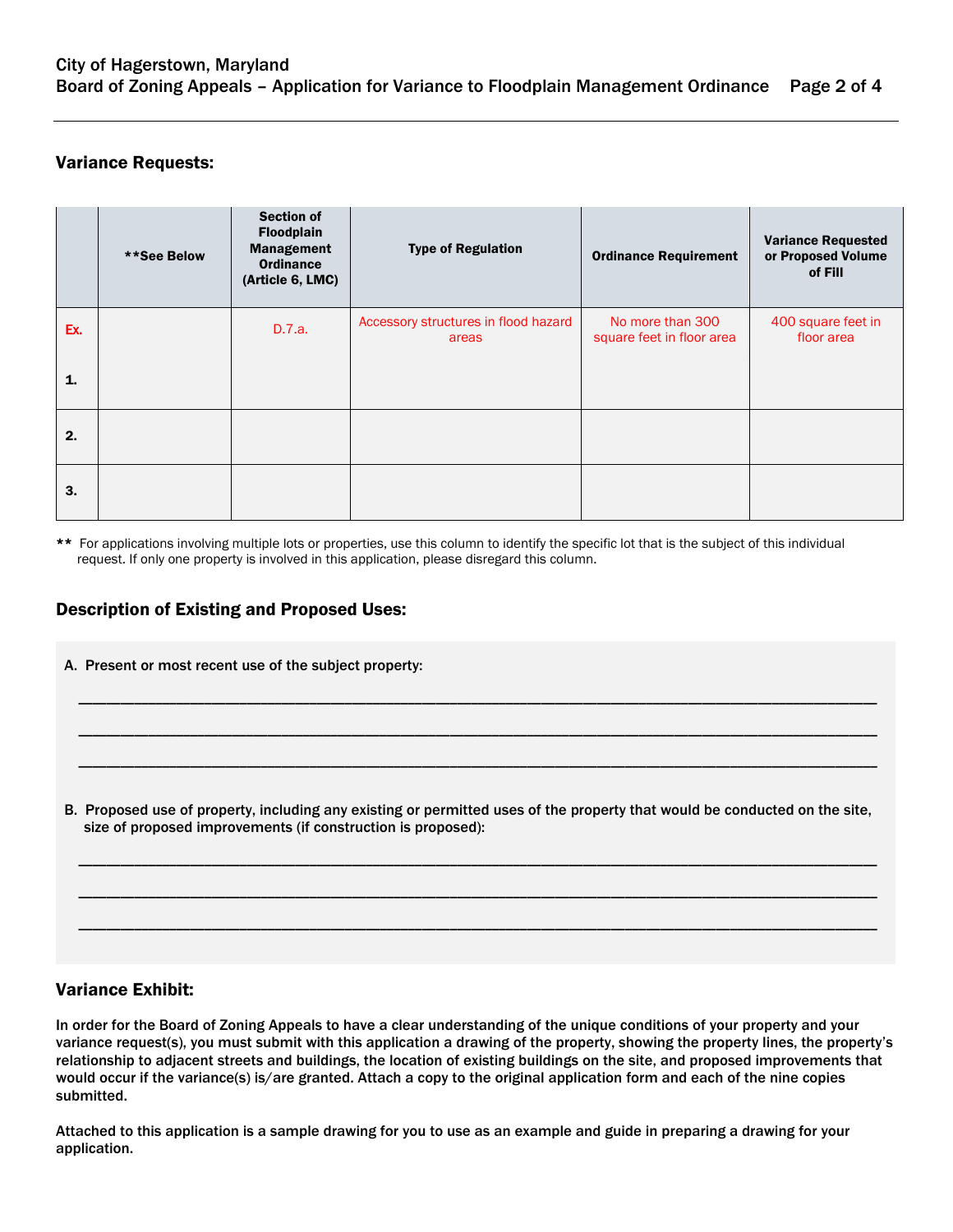## Variance Requests:

| | **See Below | Section of Floodplain Management Ordinance (Article 6, LMC) | Type of Regulation | Ordinance Requirement | Variance Requested or Proposed Volume of Fill |
|---|---|---|---|---|---|
| Ex. | | D.7.a. | Accessory structures in flood hazard areas | No more than 300 square feet in floor area | 400 square feet in floor area |
| 1. | | | | | |
| 2. | | | | | |
| 3. | | | | | |

** For applications involving multiple lots or properties, use this column to identify the specific lot that is the subject of this individual request. If only one property is involved in this application, please disregard this column.

## Description of Existing and Proposed Uses:

A. Present or most recent use of the subject property:

______________________________________________________________________________

______________________________________________________________________________

______________________________________________________________________________

B. Proposed use of property, including any existing or permitted uses of the property that would be conducted on the site, size of proposed improvements (if construction is proposed):

______________________________________________________________________________

______________________________________________________________________________

______________________________________________________________________________

## Variance Exhibit:

**In order for the Board of Zoning Appeals to have a clear understanding of the unique conditions of your property and your variance request(s), you must submit with this application a drawing of the property, showing the property lines, the property's relationship to adjacent streets and buildings, the location of existing buildings on the site, and proposed improvements that would occur if the variance(s) is/are granted. Attach a copy to the original application form and each of the nine copies submitted.**

**Attached to this application is a sample drawing for you to use as an example and guide in preparing a drawing for your application.**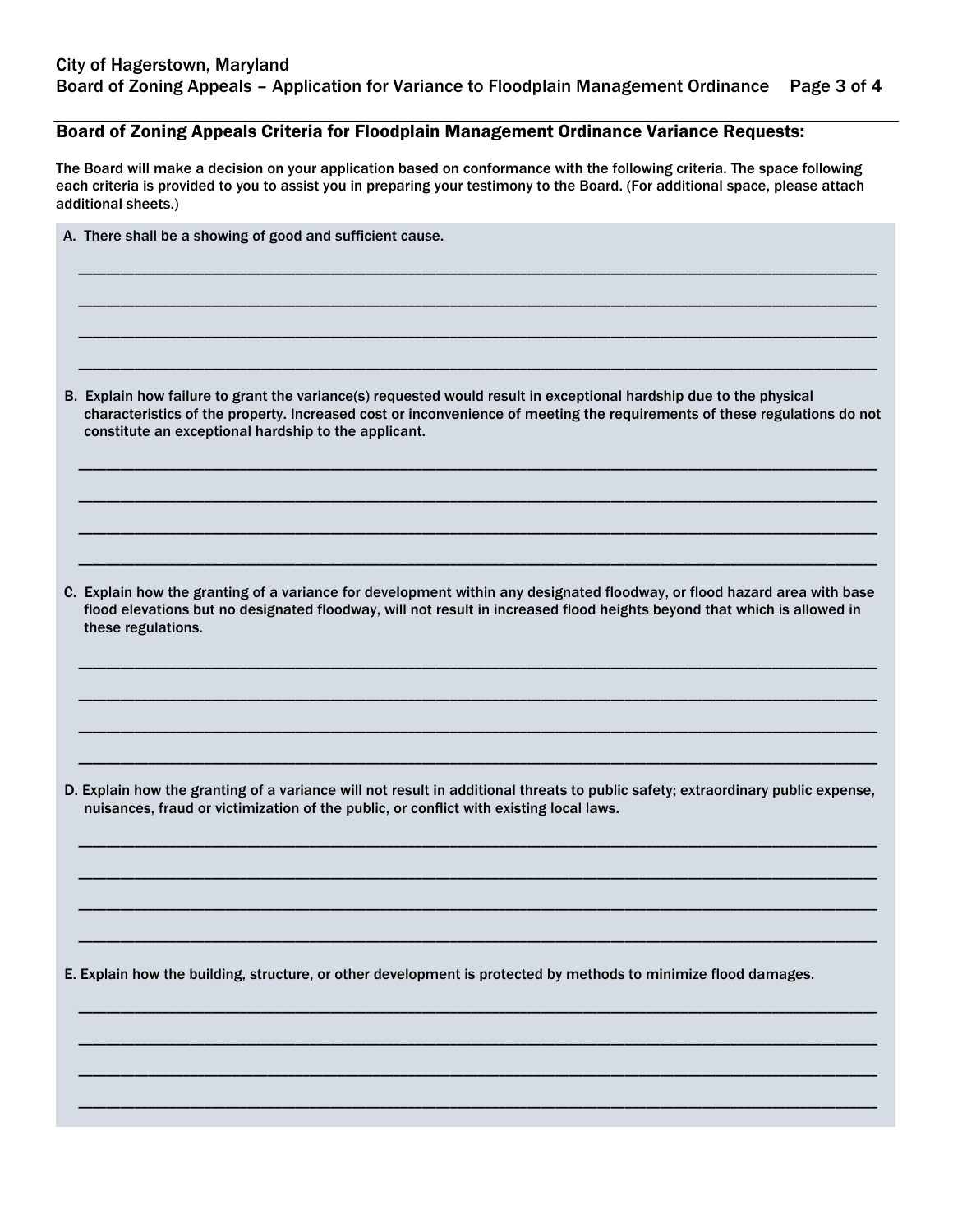## Board of Zoning Appeals Criteria for Floodplain Management Ordinance Variance Requests:

**The Board will make a decision on your application based on conformance with the following criteria. The space following each criteria is provided to you to assist you in preparing your testimony to the Board. (For additional space, please attach additional sheets.)**

**A. There shall be a showing of good and sufficient cause.**

______________________________________________________________________________

______________________________________________________________________________

______________________________________________________________________________

______________________________________________________________________________

**B. Explain how failure to grant the variance(s) requested would result in exceptional hardship due to the physical characteristics of the property. Increased cost or inconvenience of meeting the requirements of these regulations do not constitute an exceptional hardship to the applicant.**

______________________________________________________________________________

______________________________________________________________________________

______________________________________________________________________________

______________________________________________________________________________

**C. Explain how the granting of a variance for development within any designated floodway, or flood hazard area with base flood elevations but no designated floodway, will not result in increased flood heights beyond that which is allowed in these regulations.**

______________________________________________________________________________

______________________________________________________________________________

______________________________________________________________________________

______________________________________________________________________________

**D. Explain how the granting of a variance will not result in additional threats to public safety; extraordinary public expense, nuisances, fraud or victimization of the public, or conflict with existing local laws.**

______________________________________________________________________________

______________________________________________________________________________

______________________________________________________________________________

______________________________________________________________________________

**E. Explain how the building, structure, or other development is protected by methods to minimize flood damages.**

______________________________________________________________________________

______________________________________________________________________________

______________________________________________________________________________

______________________________________________________________________________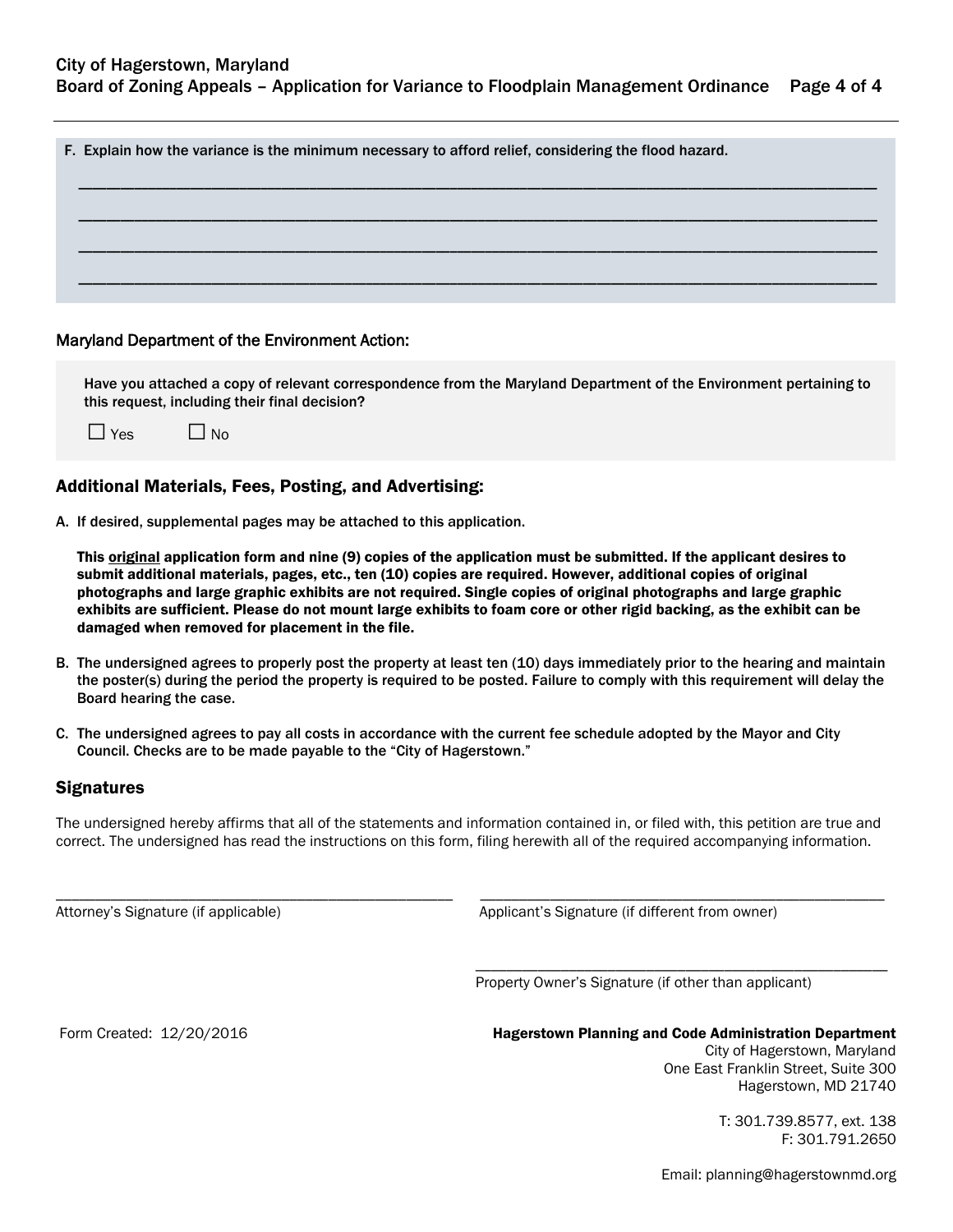F. Explain how the variance is the minimum necessary to afford relief, considering the flood hazard.

\_\_\_\_\_\_\_\_\_\_\_\_\_\_\_\_\_\_\_\_\_\_\_\_\_\_\_\_\_\_\_\_\_\_\_\_\_\_\_\_\_\_\_\_\_\_\_\_\_\_\_\_\_\_\_\_\_\_\_\_\_\_\_\_\_\_\_\_\_\_\_\_\_\_\_\_\_\_

\_\_\_\_\_\_\_\_\_\_\_\_\_\_\_\_\_\_\_\_\_\_\_\_\_\_\_\_\_\_\_\_\_\_\_\_\_\_\_\_\_\_\_\_\_\_\_\_\_\_\_\_\_\_\_\_\_\_\_\_\_\_\_\_\_\_\_\_\_\_\_\_\_\_\_\_\_\_

\_\_\_\_\_\_\_\_\_\_\_\_\_\_\_\_\_\_\_\_\_\_\_\_\_\_\_\_\_\_\_\_\_\_\_\_\_\_\_\_\_\_\_\_\_\_\_\_\_\_\_\_\_\_\_\_\_\_\_\_\_\_\_\_\_\_\_\_\_\_\_\_\_\_\_\_\_\_

\_\_\_\_\_\_\_\_\_\_\_\_\_\_\_\_\_\_\_\_\_\_\_\_\_\_\_\_\_\_\_\_\_\_\_\_\_\_\_\_\_\_\_\_\_\_\_\_\_\_\_\_\_\_\_\_\_\_\_\_\_\_\_\_\_\_\_\_\_\_\_\_\_\_\_\_\_\_

### Maryland Department of the Environment Action:

Have you attached a copy of relevant correspondence from the Maryland Department of the Environment pertaining to this request, including their final decision?

☐ Yes ☐ No

## Additional Materials, Fees, Posting, and Advertising:

A. If desired, supplemental pages may be attached to this application.

**This <u>original</u> application form and nine (9) copies of the application must be submitted. If the applicant desires to submit additional materials, pages, etc., ten (10) copies are required. However, additional copies of original photographs and large graphic exhibits are not required. Single copies of original photographs and large graphic exhibits are sufficient. Please do not mount large exhibits to foam core or other rigid backing, as the exhibit can be damaged when removed for placement in the file.**

B. The undersigned agrees to properly post the property at least ten (10) days immediately prior to the hearing and maintain the poster(s) during the period the property is required to be posted. Failure to comply with this requirement will delay the Board hearing the case.

C. The undersigned agrees to pay all costs in accordance with the current fee schedule adopted by the Mayor and City Council. Checks are to be made payable to the "City of Hagerstown."

## Signatures

The undersigned hereby affirms that all of the statements and information contained in, or filed with, this petition are true and correct. The undersigned has read the instructions on this form, filing herewith all of the required accompanying information.

\_\_\_\_\_\_\_\_\_\_\_\_\_\_\_\_\_\_\_\_\_\_\_\_\_\_\_\_\_\_\_\_\_\_\_\_\_\_\_\_
Attorney's Signature (if applicable)

\_\_\_\_\_\_\_\_\_\_\_\_\_\_\_\_\_\_\_\_\_\_\_\_\_\_\_\_\_\_\_\_\_\_\_\_\_\_\_\_
Applicant's Signature (if different from owner)

\_\_\_\_\_\_\_\_\_\_\_\_\_\_\_\_\_\_\_\_\_\_\_\_\_\_\_\_\_\_\_\_\_\_\_\_\_\_\_\_
Property Owner's Signature (if other than applicant)

Form Created: 12/20/2016

**Hagerstown Planning and Code Administration Department**
City of Hagerstown, Maryland
One East Franklin Street, Suite 300
Hagerstown, MD 21740

T: 301.739.8577, ext. 138
F: 301.791.2650

Email: planning@hagerstownmd.org